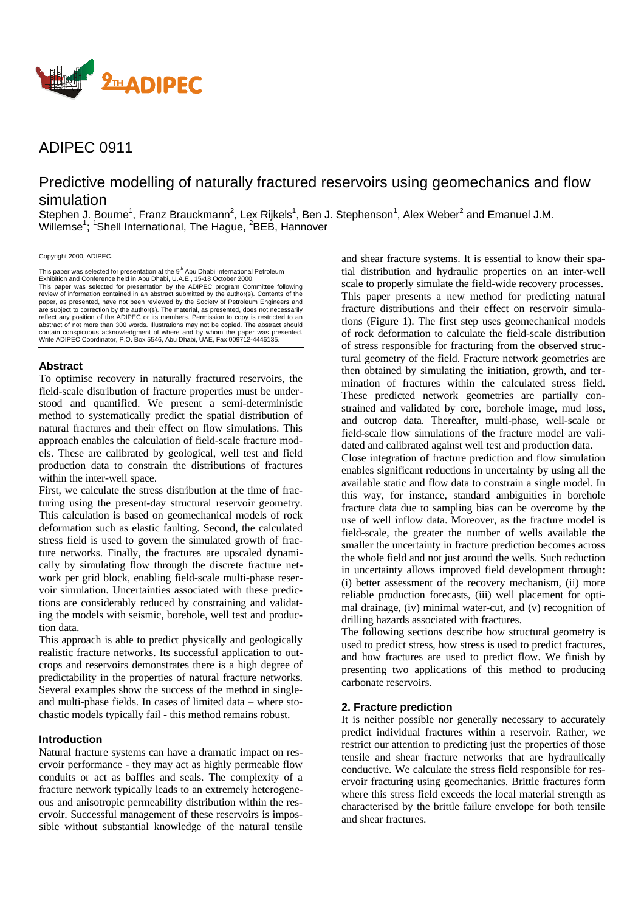9TH ADIPEC

# ADIPEC 0911

# Predictive modelling of naturally fractured reservoirs using geomechanics and flow simulation

Stephen J. Bourne[1], Franz Brauckmann[2], Lex Rijkels[1], Ben J. Stephenson[1], Alex Weber[2] and Emanuel J.M. Willemse[1]; [1]Shell International, The Hague, [2]BEB, Hannover

Copyright 2000, ADIPEC.

This paper was selected for presentation at the 9th Abu Dhabi International Petroleum Exhibition and Conference held in Abu Dhabi, U.A.E., 15-18 October 2000.
This paper was selected for presentation by the ADIPEC program Committee following review of information contained in an abstract submitted by the author(s). Contents of the paper, as presented, have not been reviewed by the Society of Petroleum Engineers and are subject to correction by the author(s). The material, as presented, does not necessarily reflect any position of the ADIPEC or its members. Permission to copy is restricted to an abstract of not more than 300 words. Illustrations may not be copied. The abstract should contain conspicuous acknowledgment of where and by whom the paper was presented. Write ADIPEC Coordinator, P.O. Box 5546, Abu Dhabi, UAE, Fax 009712-4446135.

## Abstract

To optimise recovery in naturally fractured reservoirs, the field-scale distribution of fracture properties must be understood and quantified. We present a semi-deterministic method to systematically predict the spatial distribution of natural fractures and their effect on flow simulations. This approach enables the calculation of field-scale fracture models. These are calibrated by geological, well test and field production data to constrain the distributions of fractures within the inter-well space.

First, we calculate the stress distribution at the time of fracturing using the present-day structural reservoir geometry. This calculation is based on geomechanical models of rock deformation such as elastic faulting. Second, the calculated stress field is used to govern the simulated growth of fracture networks. Finally, the fractures are upscaled dynamically by simulating flow through the discrete fracture network per grid block, enabling field-scale multi-phase reservoir simulation. Uncertainties associated with these predictions are considerably reduced by constraining and validating the models with seismic, borehole, well test and production data.

This approach is able to predict physically and geologically realistic fracture networks. Its successful application to outcrops and reservoirs demonstrates there is a high degree of predictability in the properties of natural fracture networks. Several examples show the success of the method in single- and multi-phase fields. In cases of limited data – where stochastic models typically fail - this method remains robust.

## Introduction

Natural fracture systems can have a dramatic impact on reservoir performance - they may act as highly permeable flow conduits or act as baffles and seals. The complexity of a fracture network typically leads to an extremely heterogeneous and anisotropic permeability distribution within the reservoir. Successful management of these reservoirs is impossible without substantial knowledge of the natural tensile and shear fracture systems. It is essential to know their spatial distribution and hydraulic properties on an inter-well scale to properly simulate the field-wide recovery processes. This paper presents a new method for predicting natural fracture distributions and their effect on reservoir simulations (Figure 1). The first step uses geomechanical models of rock deformation to calculate the field-scale distribution of stress responsible for fracturing from the observed structural geometry of the field. Fracture network geometries are then obtained by simulating the initiation, growth, and termination of fractures within the calculated stress field. These predicted network geometries are partially constrained and validated by core, borehole image, mud loss, and outcrop data. Thereafter, multi-phase, well-scale or field-scale flow simulations of the fracture model are validated and calibrated against well test and production data.

Close integration of fracture prediction and flow simulation enables significant reductions in uncertainty by using all the available static and flow data to constrain a single model. In this way, for instance, standard ambiguities in borehole fracture data due to sampling bias can be overcome by the use of well inflow data. Moreover, as the fracture model is field-scale, the greater the number of wells available the smaller the uncertainty in fracture prediction becomes across the whole field and not just around the wells. Such reduction in uncertainty allows improved field development through: (i) better assessment of the recovery mechanism, (ii) more reliable production forecasts, (iii) well placement for optimal drainage, (iv) minimal water-cut, and (v) recognition of drilling hazards associated with fractures.

The following sections describe how structural geometry is used to predict stress, how stress is used to predict fractures, and how fractures are used to predict flow. We finish by presenting two applications of this method to producing carbonate reservoirs.

## 2. Fracture prediction

It is neither possible nor generally necessary to accurately predict individual fractures within a reservoir. Rather, we restrict our attention to predicting just the properties of those tensile and shear fracture networks that are hydraulically conductive. We calculate the stress field responsible for reservoir fracturing using geomechanics. Brittle fractures form where this stress field exceeds the local material strength as characterised by the brittle failure envelope for both tensile and shear fractures.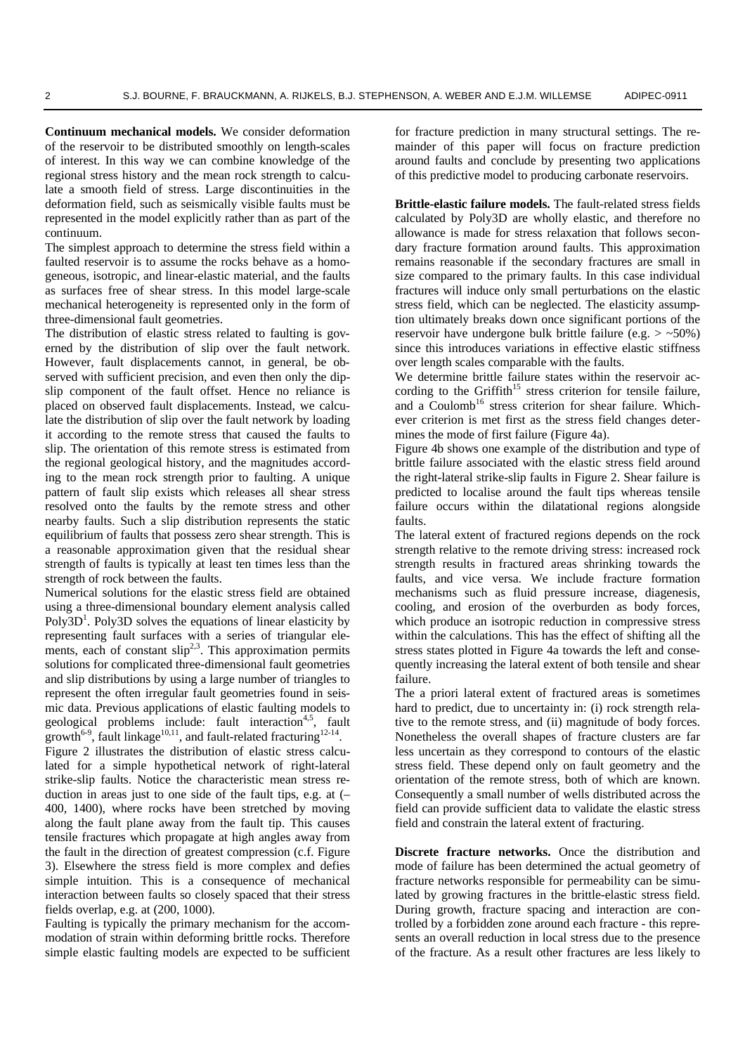**Continuum mechanical models.** We consider deformation of the reservoir to be distributed smoothly on length-scales of interest. In this way we can combine knowledge of the regional stress history and the mean rock strength to calculate a smooth field of stress. Large discontinuities in the deformation field, such as seismically visible faults must be represented in the model explicitly rather than as part of the continuum.

The simplest approach to determine the stress field within a faulted reservoir is to assume the rocks behave as a homogeneous, isotropic, and linear-elastic material, and the faults as surfaces free of shear stress. In this model large-scale mechanical heterogeneity is represented only in the form of three-dimensional fault geometries.

The distribution of elastic stress related to faulting is governed by the distribution of slip over the fault network. However, fault displacements cannot, in general, be observed with sufficient precision, and even then only the dip-slip component of the fault offset. Hence no reliance is placed on observed fault displacements. Instead, we calculate the distribution of slip over the fault network by loading it according to the remote stress that caused the faults to slip. The orientation of this remote stress is estimated from the regional geological history, and the magnitudes according to the mean rock strength prior to faulting. A unique pattern of fault slip exists which releases all shear stress resolved onto the faults by the remote stress and other nearby faults. Such a slip distribution represents the static equilibrium of faults that possess zero shear strength. This is a reasonable approximation given that the residual shear strength of faults is typically at least ten times less than the strength of rock between the faults.

Numerical solutions for the elastic stress field are obtained using a three-dimensional boundary element analysis called Poly3D[1]. Poly3D solves the equations of linear elasticity by representing fault surfaces with a series of triangular elements, each of constant slip[2,3]. This approximation permits solutions for complicated three-dimensional fault geometries and slip distributions by using a large number of triangles to represent the often irregular fault geometries found in seismic data. Previous applications of elastic faulting models to geological problems include: fault interaction[4,5], fault growth[6-9], fault linkage[10,11], and fault-related fracturing[12-14].

Figure 2 illustrates the distribution of elastic stress calculated for a simple hypothetical network of right-lateral strike-slip faults. Notice the characteristic mean stress reduction in areas just to one side of the fault tips, e.g. at (–400, 1400), where rocks have been stretched by moving along the fault plane away from the fault tip. This causes tensile fractures which propagate at high angles away from the fault in the direction of greatest compression (c.f. Figure 3). Elsewhere the stress field is more complex and defies simple intuition. This is a consequence of mechanical interaction between faults so closely spaced that their stress fields overlap, e.g. at (200, 1000).

Faulting is typically the primary mechanism for the accommodation of strain within deforming brittle rocks. Therefore simple elastic faulting models are expected to be sufficient for fracture prediction in many structural settings. The remainder of this paper will focus on fracture prediction around faults and conclude by presenting two applications of this predictive model to producing carbonate reservoirs.

**Brittle-elastic failure models.** The fault-related stress fields calculated by Poly3D are wholly elastic, and therefore no allowance is made for stress relaxation that follows secondary fracture formation around faults. This approximation remains reasonable if the secondary fractures are small in size compared to the primary faults. In this case individual fractures will induce only small perturbations on the elastic stress field, which can be neglected. The elasticity assumption ultimately breaks down once significant portions of the reservoir have undergone bulk brittle failure (e.g. > ~50%) since this introduces variations in effective elastic stiffness over length scales comparable with the faults.

We determine brittle failure states within the reservoir according to the Griffith[15] stress criterion for tensile failure, and a Coulomb[16] stress criterion for shear failure. Whichever criterion is met first as the stress field changes determines the mode of first failure (Figure 4a).

Figure 4b shows one example of the distribution and type of brittle failure associated with the elastic stress field around the right-lateral strike-slip faults in Figure 2. Shear failure is predicted to localise around the fault tips whereas tensile failure occurs within the dilatational regions alongside faults.

The lateral extent of fractured regions depends on the rock strength relative to the remote driving stress: increased rock strength results in fractured areas shrinking towards the faults, and vice versa. We include fracture formation mechanisms such as fluid pressure increase, diagenesis, cooling, and erosion of the overburden as body forces, which produce an isotropic reduction in compressive stress within the calculations. This has the effect of shifting all the stress states plotted in Figure 4a towards the left and consequently increasing the lateral extent of both tensile and shear failure.

The a priori lateral extent of fractured areas is sometimes hard to predict, due to uncertainty in: (i) rock strength relative to the remote stress, and (ii) magnitude of body forces. Nonetheless the overall shapes of fracture clusters are far less uncertain as they correspond to contours of the elastic stress field. These depend only on fault geometry and the orientation of the remote stress, both of which are known. Consequently a small number of wells distributed across the field can provide sufficient data to validate the elastic stress field and constrain the lateral extent of fracturing.

**Discrete fracture networks.** Once the distribution and mode of failure has been determined the actual geometry of fracture networks responsible for permeability can be simulated by growing fractures in the brittle-elastic stress field. During growth, fracture spacing and interaction are controlled by a forbidden zone around each fracture - this represents an overall reduction in local stress due to the presence of the fracture. As a result other fractures are less likely to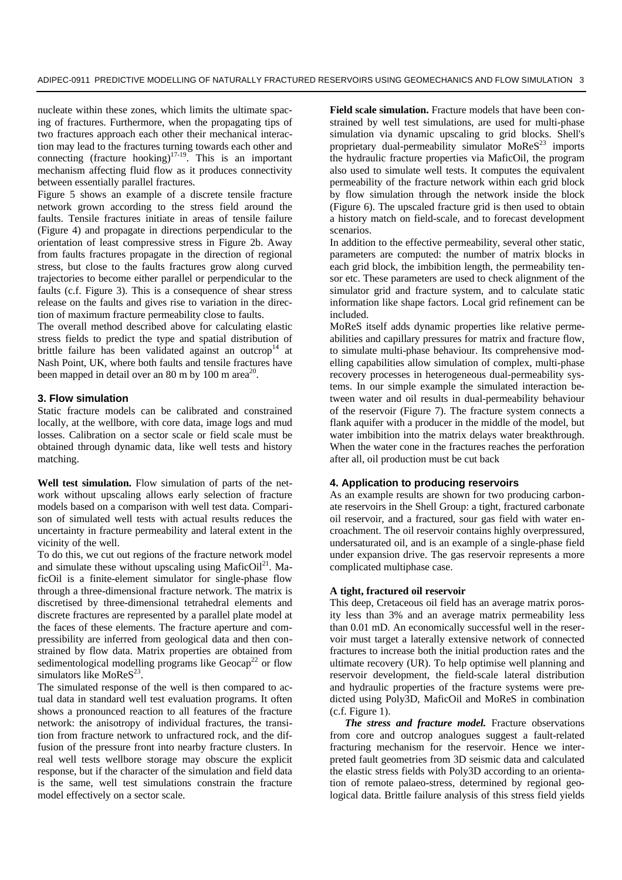nucleate within these zones, which limits the ultimate spacing of fractures. Furthermore, when the propagating tips of two fractures approach each other their mechanical interaction may lead to the fractures turning towards each other and connecting (fracture hooking)[17-19]. This is an important mechanism affecting fluid flow as it produces connectivity between essentially parallel fractures.

Figure 5 shows an example of a discrete tensile fracture network grown according to the stress field around the faults. Tensile fractures initiate in areas of tensile failure (Figure 4) and propagate in directions perpendicular to the orientation of least compressive stress in Figure 2b. Away from faults fractures propagate in the direction of regional stress, but close to the faults fractures grow along curved trajectories to become either parallel or perpendicular to the faults (c.f. Figure 3). This is a consequence of shear stress release on the faults and gives rise to variation in the direction of maximum fracture permeability close to faults.

The overall method described above for calculating elastic stress fields to predict the type and spatial distribution of brittle failure has been validated against an outcrop[14] at Nash Point, UK, where both faults and tensile fractures have been mapped in detail over an 80 m by 100 m area[20].

## 3. Flow simulation

Static fracture models can be calibrated and constrained locally, at the wellbore, with core data, image logs and mud losses. Calibration on a sector scale or field scale must be obtained through dynamic data, like well tests and history matching.

**Well test simulation.** Flow simulation of parts of the network without upscaling allows early selection of fracture models based on a comparison with well test data. Comparison of simulated well tests with actual results reduces the uncertainty in fracture permeability and lateral extent in the vicinity of the well.

To do this, we cut out regions of the fracture network model and simulate these without upscaling using MaficOil[21]. MaficOil is a finite-element simulator for single-phase flow through a three-dimensional fracture network. The matrix is discretised by three-dimensional tetrahedral elements and discrete fractures are represented by a parallel plate model at the faces of these elements. The fracture aperture and compressibility are inferred from geological data and then constrained by flow data. Matrix properties are obtained from sedimentological modelling programs like Geocap[22] or flow simulators like MoReS[23].

The simulated response of the well is then compared to actual data in standard well test evaluation programs. It often shows a pronounced reaction to all features of the fracture network: the anisotropy of individual fractures, the transition from fracture network to unfractured rock, and the diffusion of the pressure front into nearby fracture clusters. In real well tests wellbore storage may obscure the explicit response, but if the character of the simulation and field data is the same, well test simulations constrain the fracture model effectively on a sector scale.

**Field scale simulation.** Fracture models that have been constrained by well test simulations, are used for multi-phase simulation via dynamic upscaling to grid blocks. Shell's proprietary dual-permeability simulator MoReS[23] imports the hydraulic fracture properties via MaficOil, the program also used to simulate well tests. It computes the equivalent permeability of the fracture network within each grid block by flow simulation through the network inside the block (Figure 6). The upscaled fracture grid is then used to obtain a history match on field-scale, and to forecast development scenarios.

In addition to the effective permeability, several other static, parameters are computed: the number of matrix blocks in each grid block, the imbibition length, the permeability tensor etc. These parameters are used to check alignment of the simulator grid and fracture system, and to calculate static information like shape factors. Local grid refinement can be included.

MoReS itself adds dynamic properties like relative permeabilities and capillary pressures for matrix and fracture flow, to simulate multi-phase behaviour. Its comprehensive modelling capabilities allow simulation of complex, multi-phase recovery processes in heterogeneous dual-permeability systems. In our simple example the simulated interaction between water and oil results in dual-permeability behaviour of the reservoir (Figure 7). The fracture system connects a flank aquifer with a producer in the middle of the model, but water imbibition into the matrix delays water breakthrough. When the water cone in the fractures reaches the perforation after all, oil production must be cut back

## 4. Application to producing reservoirs

As an example results are shown for two producing carbonate reservoirs in the Shell Group: a tight, fractured carbonate oil reservoir, and a fractured, sour gas field with water encroachment. The oil reservoir contains highly overpressured, undersaturated oil, and is an example of a single-phase field under expansion drive. The gas reservoir represents a more complicated multiphase case.

### A tight, fractured oil reservoir

This deep, Cretaceous oil field has an average matrix porosity less than 3% and an average matrix permeability less than 0.01 mD. An economically successful well in the reservoir must target a laterally extensive network of connected fractures to increase both the initial production rates and the ultimate recovery (UR). To help optimise well planning and reservoir development, the field-scale lateral distribution and hydraulic properties of the fracture systems were predicted using Poly3D, MaficOil and MoReS in combination (c.f. Figure 1).

***The stress and fracture model.*** Fracture observations from core and outcrop analogues suggest a fault-related fracturing mechanism for the reservoir. Hence we interpreted fault geometries from 3D seismic data and calculated the elastic stress fields with Poly3D according to an orientation of remote palaeo-stress, determined by regional geological data. Brittle failure analysis of this stress field yields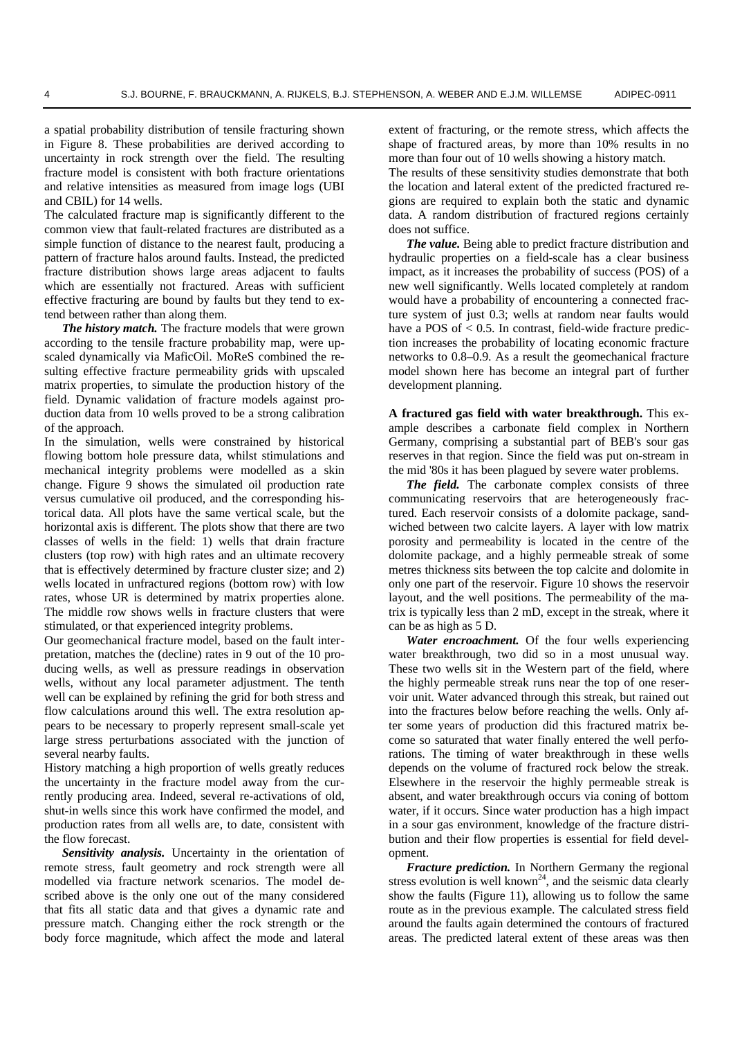a spatial probability distribution of tensile fracturing shown in Figure 8. These probabilities are derived according to uncertainty in rock strength over the field. The resulting fracture model is consistent with both fracture orientations and relative intensities as measured from image logs (UBI and CBIL) for 14 wells.

The calculated fracture map is significantly different to the common view that fault-related fractures are distributed as a simple function of distance to the nearest fault, producing a pattern of fracture halos around faults. Instead, the predicted fracture distribution shows large areas adjacent to faults which are essentially not fractured. Areas with sufficient effective fracturing are bound by faults but they tend to extend between rather than along them.

***The history match.*** The fracture models that were grown according to the tensile fracture probability map, were upscaled dynamically via MaficOil. MoReS combined the resulting effective fracture permeability grids with upscaled matrix properties, to simulate the production history of the field. Dynamic validation of fracture models against production data from 10 wells proved to be a strong calibration of the approach.

In the simulation, wells were constrained by historical flowing bottom hole pressure data, whilst stimulations and mechanical integrity problems were modelled as a skin change. Figure 9 shows the simulated oil production rate versus cumulative oil produced, and the corresponding historical data. All plots have the same vertical scale, but the horizontal axis is different. The plots show that there are two classes of wells in the field: 1) wells that drain fracture clusters (top row) with high rates and an ultimate recovery that is effectively determined by fracture cluster size; and 2) wells located in unfractured regions (bottom row) with low rates, whose UR is determined by matrix properties alone. The middle row shows wells in fracture clusters that were stimulated, or that experienced integrity problems.

Our geomechanical fracture model, based on the fault interpretation, matches the (decline) rates in 9 out of the 10 producing wells, as well as pressure readings in observation wells, without any local parameter adjustment. The tenth well can be explained by refining the grid for both stress and flow calculations around this well. The extra resolution appears to be necessary to properly represent small-scale yet large stress perturbations associated with the junction of several nearby faults.

History matching a high proportion of wells greatly reduces the uncertainty in the fracture model away from the currently producing area. Indeed, several re-activations of old, shut-in wells since this work have confirmed the model, and production rates from all wells are, to date, consistent with the flow forecast.

***Sensitivity analysis.*** Uncertainty in the orientation of remote stress, fault geometry and rock strength were all modelled via fracture network scenarios. The model described above is the only one out of the many considered that fits all static data and that gives a dynamic rate and pressure match. Changing either the rock strength or the body force magnitude, which affect the mode and lateral extent of fracturing, or the remote stress, which affects the shape of fractured areas, by more than 10% results in no more than four out of 10 wells showing a history match.

The results of these sensitivity studies demonstrate that both the location and lateral extent of the predicted fractured regions are required to explain both the static and dynamic data. A random distribution of fractured regions certainly does not suffice.

***The value.*** Being able to predict fracture distribution and hydraulic properties on a field-scale has a clear business impact, as it increases the probability of success (POS) of a new well significantly. Wells located completely at random would have a probability of encountering a connected fracture system of just 0.3; wells at random near faults would have a POS of < 0.5. In contrast, field-wide fracture prediction increases the probability of locating economic fracture networks to 0.8–0.9. As a result the geomechanical fracture model shown here has become an integral part of further development planning.

**A fractured gas field with water breakthrough.** This example describes a carbonate field complex in Northern Germany, comprising a substantial part of BEB's sour gas reserves in that region. Since the field was put on-stream in the mid '80s it has been plagued by severe water problems.

***The field.*** The carbonate complex consists of three communicating reservoirs that are heterogeneously fractured. Each reservoir consists of a dolomite package, sandwiched between two calcite layers. A layer with low matrix porosity and permeability is located in the centre of the dolomite package, and a highly permeable streak of some metres thickness sits between the top calcite and dolomite in only one part of the reservoir. Figure 10 shows the reservoir layout, and the well positions. The permeability of the matrix is typically less than 2 mD, except in the streak, where it can be as high as 5 D.

***Water encroachment.*** Of the four wells experiencing water breakthrough, two did so in a most unusual way. These two wells sit in the Western part of the field, where the highly permeable streak runs near the top of one reservoir unit. Water advanced through this streak, but rained out into the fractures below before reaching the wells. Only after some years of production did this fractured matrix become so saturated that water finally entered the well perforations. The timing of water breakthrough in these wells depends on the volume of fractured rock below the streak. Elsewhere in the reservoir the highly permeable streak is absent, and water breakthrough occurs via coning of bottom water, if it occurs. Since water production has a high impact in a sour gas environment, knowledge of the fracture distribution and their flow properties is essential for field development.

***Fracture prediction.*** In Northern Germany the regional stress evolution is well known[24], and the seismic data clearly show the faults (Figure 11), allowing us to follow the same route as in the previous example. The calculated stress field around the faults again determined the contours of fractured areas. The predicted lateral extent of these areas was then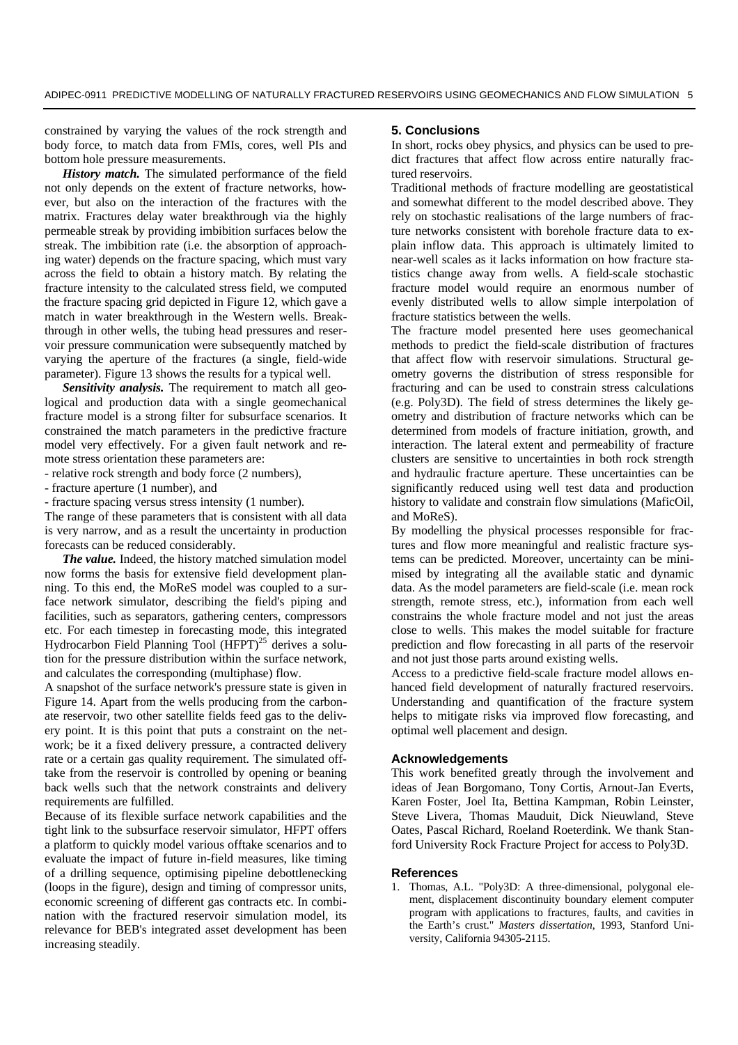constrained by varying the values of the rock strength and body force, to match data from FMIs, cores, well PIs and bottom hole pressure measurements.

***History match.*** The simulated performance of the field not only depends on the extent of fracture networks, however, but also on the interaction of the fractures with the matrix. Fractures delay water breakthrough via the highly permeable streak by providing imbibition surfaces below the streak. The imbibition rate (i.e. the absorption of approaching water) depends on the fracture spacing, which must vary across the field to obtain a history match. By relating the fracture intensity to the calculated stress field, we computed the fracture spacing grid depicted in Figure 12, which gave a match in water breakthrough in the Western wells. Breakthrough in other wells, the tubing head pressures and reservoir pressure communication were subsequently matched by varying the aperture of the fractures (a single, field-wide parameter). Figure 13 shows the results for a typical well.

***Sensitivity analysis.*** The requirement to match all geological and production data with a single geomechanical fracture model is a strong filter for subsurface scenarios. It constrained the match parameters in the predictive fracture model very effectively. For a given fault network and remote stress orientation these parameters are:

- relative rock strength and body force (2 numbers),
- fracture aperture (1 number), and
- fracture spacing versus stress intensity (1 number).

The range of these parameters that is consistent with all data is very narrow, and as a result the uncertainty in production forecasts can be reduced considerably.

***The value.*** Indeed, the history matched simulation model now forms the basis for extensive field development planning. To this end, the MoReS model was coupled to a surface network simulator, describing the field's piping and facilities, such as separators, gathering centers, compressors etc. For each timestep in forecasting mode, this integrated Hydrocarbon Field Planning Tool (HFPT)[25] derives a solution for the pressure distribution within the surface network, and calculates the corresponding (multiphase) flow.

A snapshot of the surface network's pressure state is given in Figure 14. Apart from the wells producing from the carbonate reservoir, two other satellite fields feed gas to the delivery point. It is this point that puts a constraint on the network; be it a fixed delivery pressure, a contracted delivery rate or a certain gas quality requirement. The simulated offtake from the reservoir is controlled by opening or beaning back wells such that the network constraints and delivery requirements are fulfilled.

Because of its flexible surface network capabilities and the tight link to the subsurface reservoir simulator, HFPT offers a platform to quickly model various offtake scenarios and to evaluate the impact of future in-field measures, like timing of a drilling sequence, optimising pipeline debottlenecking (loops in the figure), design and timing of compressor units, economic screening of different gas contracts etc. In combination with the fractured reservoir simulation model, its relevance for BEB's integrated asset development has been increasing steadily.

## 5. Conclusions

In short, rocks obey physics, and physics can be used to predict fractures that affect flow across entire naturally fractured reservoirs.

Traditional methods of fracture modelling are geostatistical and somewhat different to the model described above. They rely on stochastic realisations of the large numbers of fracture networks consistent with borehole fracture data to explain inflow data. This approach is ultimately limited to near-well scales as it lacks information on how fracture statistics change away from wells. A field-scale stochastic fracture model would require an enormous number of evenly distributed wells to allow simple interpolation of fracture statistics between the wells.

The fracture model presented here uses geomechanical methods to predict the field-scale distribution of fractures that affect flow with reservoir simulations. Structural geometry governs the distribution of stress responsible for fracturing and can be used to constrain stress calculations (e.g. Poly3D). The field of stress determines the likely geometry and distribution of fracture networks which can be determined from models of fracture initiation, growth, and interaction. The lateral extent and permeability of fracture clusters are sensitive to uncertainties in both rock strength and hydraulic fracture aperture. These uncertainties can be significantly reduced using well test data and production history to validate and constrain flow simulations (MaficOil, and MoReS).

By modelling the physical processes responsible for fractures and flow more meaningful and realistic fracture systems can be predicted. Moreover, uncertainty can be minimised by integrating all the available static and dynamic data. As the model parameters are field-scale (i.e. mean rock strength, remote stress, etc.), information from each well constrains the whole fracture model and not just the areas close to wells. This makes the model suitable for fracture prediction and flow forecasting in all parts of the reservoir and not just those parts around existing wells.

Access to a predictive field-scale fracture model allows enhanced field development of naturally fractured reservoirs. Understanding and quantification of the fracture system helps to mitigate risks via improved flow forecasting, and optimal well placement and design.

## Acknowledgements

This work benefited greatly through the involvement and ideas of Jean Borgomano, Tony Cortis, Arnout-Jan Everts, Karen Foster, Joel Ita, Bettina Kampman, Robin Leinster, Steve Livera, Thomas Mauduit, Dick Nieuwland, Steve Oates, Pascal Richard, Roeland Roeterdink. We thank Stanford University Rock Fracture Project for access to Poly3D.

## References

1. Thomas, A.L. "Poly3D: A three-dimensional, polygonal element, displacement discontinuity boundary element computer program with applications to fractures, faults, and cavities in the Earth's crust." *Masters dissertation*, 1993, Stanford University, California 94305-2115.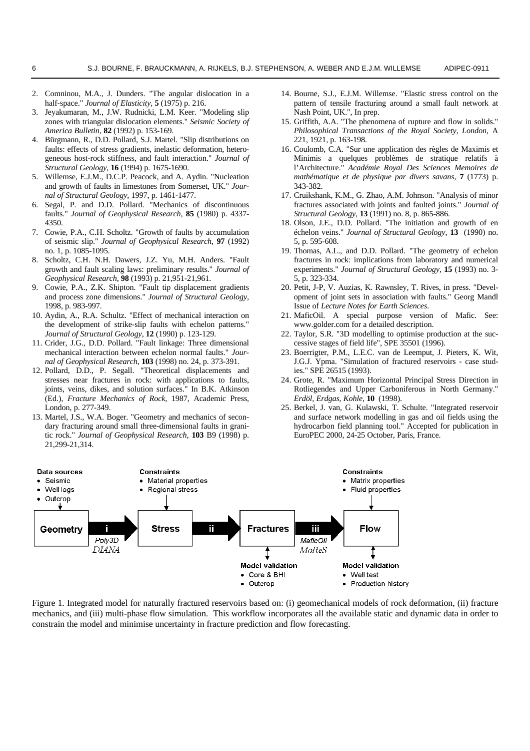2. Comninou, M.A., J. Dunders. "The angular dislocation in a half-space." *Journal of Elasticity*, **5** (1975) p. 216.
3. Jeyakumaran, M., J.W. Rudnicki, L.M. Keer. "Modeling slip zones with triangular dislocation elements." *Seismic Society of America Bulletin*, **82** (1992) p. 153-169.
4. Bürgmann, R., D.D. Pollard, S.J. Martel. "Slip distributions on faults: effects of stress gradients, inelastic deformation, heterogeneous host-rock stiffness, and fault interaction." *Journal of Structural Geology*, **16** (1994) p. 1675-1690.
5. Willemse, E.J.M., D.C.P. Peacock, and A. Aydin. "Nucleation and growth of faults in limestones from Somerset, UK." *Journal of Structural Geology*, 1997, p. 1461-1477.
6. Segal, P. and D.D. Pollard. "Mechanics of discontinuous faults." *Journal of Geophysical Research*, **85** (1980) p. 4337-4350.
7. Cowie, P.A., C.H. Scholtz. "Growth of faults by accumulation of seismic slip." *Journal of Geophysical Research*, **97** (1992) no. 1, p. 1085-1095.
8. Scholtz, C.H. N.H. Dawers, J.Z. Yu, M.H. Anders. "Fault growth and fault scaling laws: preliminary results." *Journal of Geophysical Research*, **98** (1993) p. 21,951-21,961.
9. Cowie, P.A., Z.K. Shipton. "Fault tip displacement gradients and process zone dimensions." *Journal of Structural Geology*, 1998, p. 983-997.
10. Aydin, A., R.A. Schultz. "Effect of mechanical interaction on the development of strike-slip faults with echelon patterns." *Journal of Structural Geology*, **12** (1990) p. 123-129.
11. Crider, J.G., D.D. Pollard. "Fault linkage: Three dimensional mechanical interaction between echelon normal faults." *Journal of Geophysical Research*, **103** (1998) no. 24, p. 373-391.
12. Pollard, D.D., P. Segall. "Theoretical displacements and stresses near fractures in rock: with applications to faults, joints, veins, dikes, and solution surfaces." In B.K. Atkinson (Ed.), *Fracture Mechanics of Rock*, 1987, Academic Press, London, p. 277-349.
13. Martel, J.S., W.A. Boger. "Geometry and mechanics of secondary fracturing around small three-dimensional faults in granitic rock." *Journal of Geophysical Research,* **103** B9 (1998) p. 21,299-21,314.
14. Bourne, S.J., E.J.M. Willemse. "Elastic stress control on the pattern of tensile fracturing around a small fault network at Nash Point, UK.", In prep.
15. Griffith, A.A. "The phenomena of rupture and flow in solids." *Philosophical Transactions of the Royal Society, London*, A 221, 1921, p. 163-198.
16. Coulomb, C.A. "Sur une application des règles de Maximis et Minimis a quelques problèmes de stratique relatifs à l'Architecture." *Académie Royal Des Sciences Memoires de mathématique et de physique par divers savans*, **7** (1773) p. 343-382.
17. Cruikshank, K.M., G. Zhao, A.M. Johnson. "Analysis of minor fractures associated with joints and faulted joints." *Journal of Structural Geology*, **13** (1991) no. 8, p. 865-886.
18. Olson, J.E., D.D. Pollard. "The initiation and growth of en échelon veins." *Journal of Structural Geology*, **13** (1990) no. 5, p. 595-608.
19. Thomas, A.L., and D.D. Pollard. "The geometry of echelon fractures in rock: implications from laboratory and numerical experiments." *Journal of Structural Geology*, **15** (1993) no. 3-5, p. 323-334.
20. Petit, J-P, V. Auzias, K. Rawnsley, T. Rives, in press. "Development of joint sets in association with faults." Georg Mandl Issue of *Lecture Notes for Earth Sciences*.
21. MaficOil. A special purpose version of Mafic. See: www.golder.com for a detailed description.
22. Taylor, S.R. "3D modelling to optimise production at the successive stages of field life", SPE 35501 (1996).
23. Boerrigter, P.M., L.E.C. van de Leemput, J. Pieters, K. Wit, J.G.J. Ypma. "Simulation of fractured reservoirs - case studies." SPE 26515 (1993).
24. Grote, R. "Maximum Horizontal Principal Stress Direction in Rotliegendes and Upper Carboniferous in North Germany." *Erdöl, Erdgas, Kohle*, **10** (1998).
25. Berkel, J. van, G. Kulawski, T. Schulte. "Integrated reservoir and surface network modelling in gas and oil fields using the hydrocarbon field planning tool." Accepted for publication in EuroPEC 2000, 24-25 October, Paris, France.

Figure 1. Integrated model for naturally fractured reservoirs based on: (i) geomechanical models of rock deformation, (ii) fracture mechanics, and (iii) multi-phase flow simulation. This workflow incorporates all the available static and dynamic data in order to constrain the model and minimise uncertainty in fracture prediction and flow forecasting.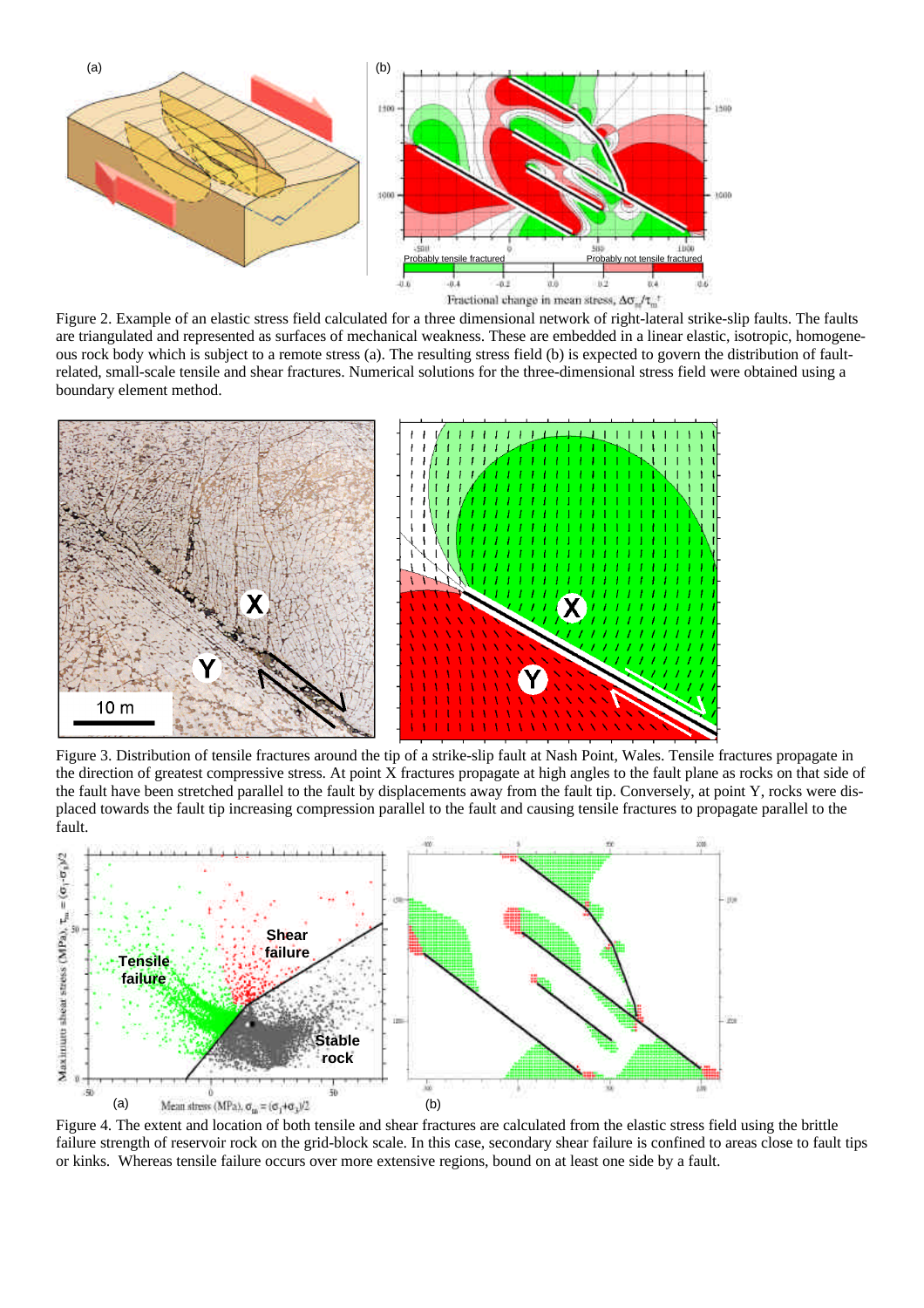Figure 2. Example of an elastic stress field calculated for a three dimensional network of right-lateral strike-slip faults. The faults are triangulated and represented as surfaces of mechanical weakness. These are embedded in a linear elastic, isotropic, homogeneous rock body which is subject to a remote stress (a). The resulting stress field (b) is expected to govern the distribution of fault-related, small-scale tensile and shear fractures. Numerical solutions for the three-dimensional stress field were obtained using a boundary element method.

Figure 3. Distribution of tensile fractures around the tip of a strike-slip fault at Nash Point, Wales. Tensile fractures propagate in the direction of greatest compressive stress. At point X fractures propagate at high angles to the fault plane as rocks on that side of the fault have been stretched parallel to the fault by displacements away from the fault tip. Conversely, at point Y, rocks were displaced towards the fault tip increasing compression parallel to the fault and causing tensile fractures to propagate parallel to the fault.

Figure 4. The extent and location of both tensile and shear fractures are calculated from the elastic stress field using the brittle failure strength of reservoir rock on the grid-block scale. In this case, secondary shear failure is confined to areas close to fault tips or kinks. Whereas tensile failure occurs over more extensive regions, bound on at least one side by a fault.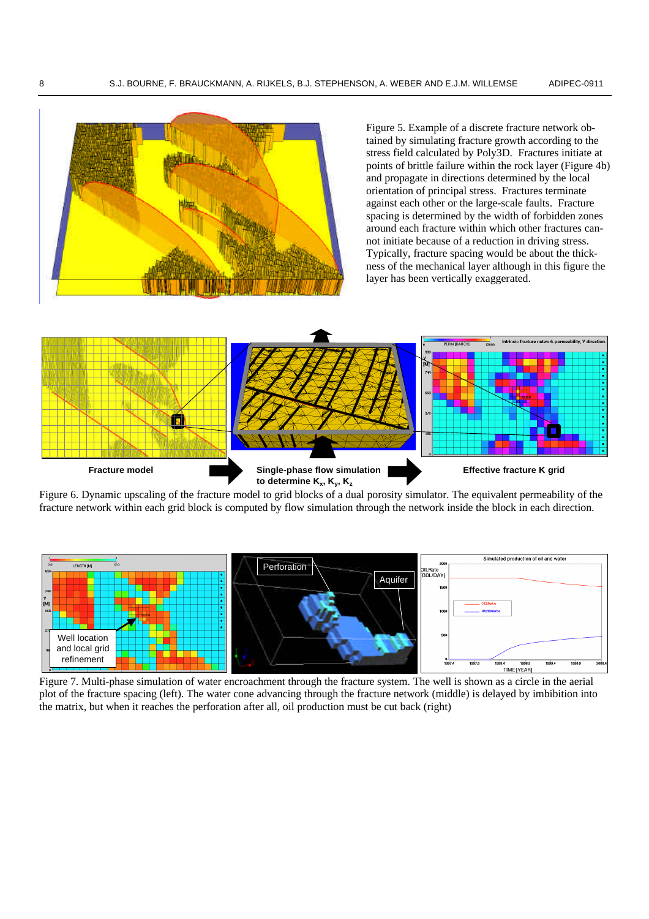Figure 5. Example of a discrete fracture network obtained by simulating fracture growth according to the stress field calculated by Poly3D. Fractures initiate at points of brittle failure within the rock layer (Figure 4b) and propagate in directions determined by the local orientation of principal stress. Fractures terminate against each other or the large-scale faults. Fracture spacing is determined by the width of forbidden zones around each fracture within which other fractures cannot initiate because of a reduction in driving stress. Typically, fracture spacing would be about the thickness of the mechanical layer although in this figure the layer has been vertically exaggerated.

**Fracture model** → **Single-phase flow simulation to determine $K_x$, $K_y$, $K_z$** → **Effective fracture K grid**

Figure 6. Dynamic upscaling of the fracture model to grid blocks of a dual porosity simulator. The equivalent permeability of the fracture network within each grid block is computed by flow simulation through the network inside the block in each direction.

Figure 7. Multi-phase simulation of water encroachment through the fracture system. The well is shown as a circle in the aerial plot of the fracture spacing (left). The water cone advancing through the fracture network (middle) is delayed by imbibition into the matrix, but when it reaches the perforation after all, oil production must be cut back (right)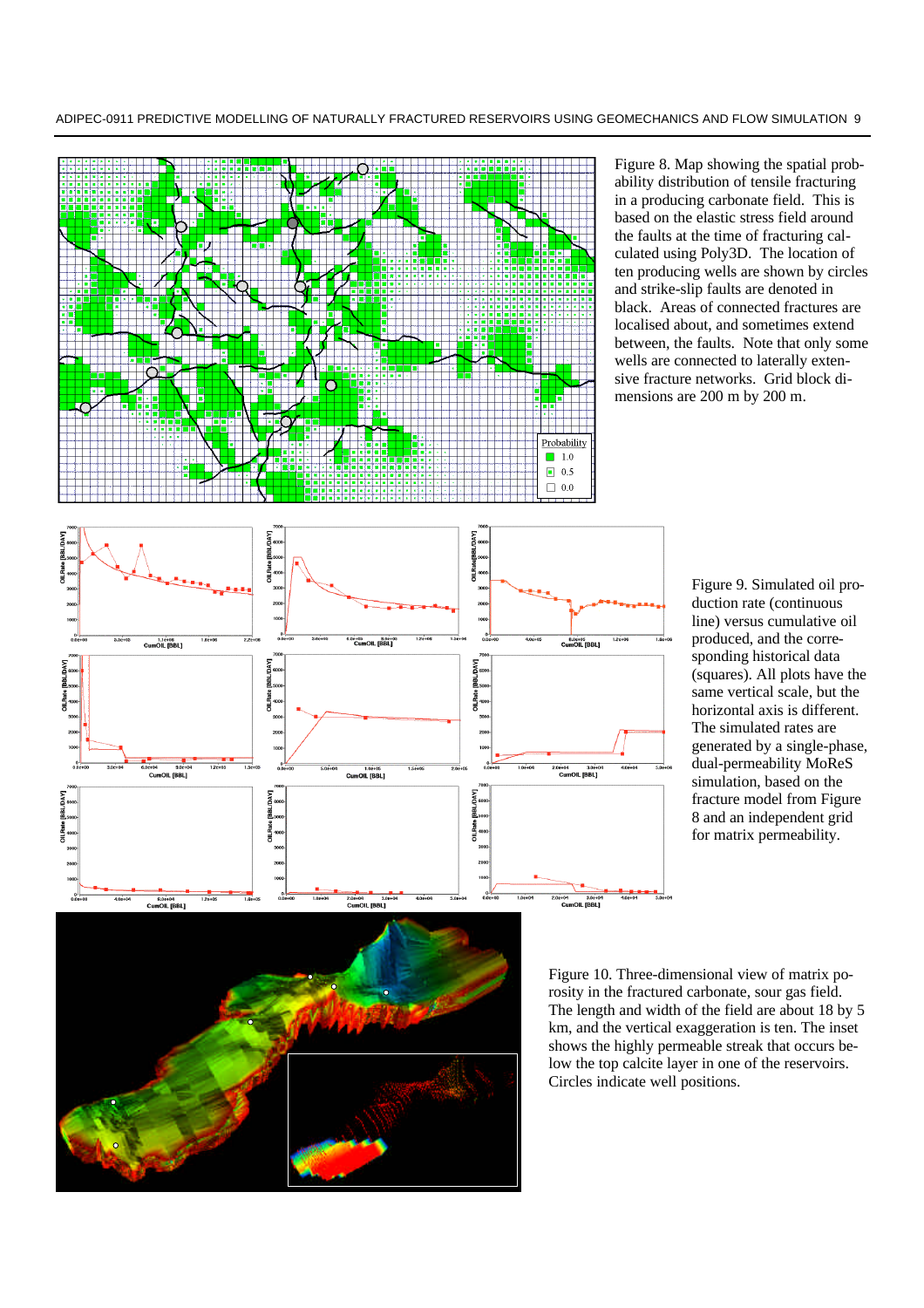Figure 8. Map showing the spatial probability distribution of tensile fracturing in a producing carbonate field. This is based on the elastic stress field around the faults at the time of fracturing calculated using Poly3D. The location of ten producing wells are shown by circles and strike-slip faults are denoted in black. Areas of connected fractures are localised about, and sometimes extend between, the faults. Note that only some wells are connected to laterally extensive fracture networks. Grid block dimensions are 200 m by 200 m.

Figure 9. Simulated oil production rate (continuous line) versus cumulative oil produced, and the corresponding historical data (squares). All plots have the same vertical scale, but the horizontal axis is different. The simulated rates are generated by a single-phase, dual-permeability MoReS simulation, based on the fracture model from Figure 8 and an independent grid for matrix permeability.

Figure 10. Three-dimensional view of matrix porosity in the fractured carbonate, sour gas field. The length and width of the field are about 18 by 5 km, and the vertical exaggeration is ten. The inset shows the highly permeable streak that occurs below the top calcite layer in one of the reservoirs. Circles indicate well positions.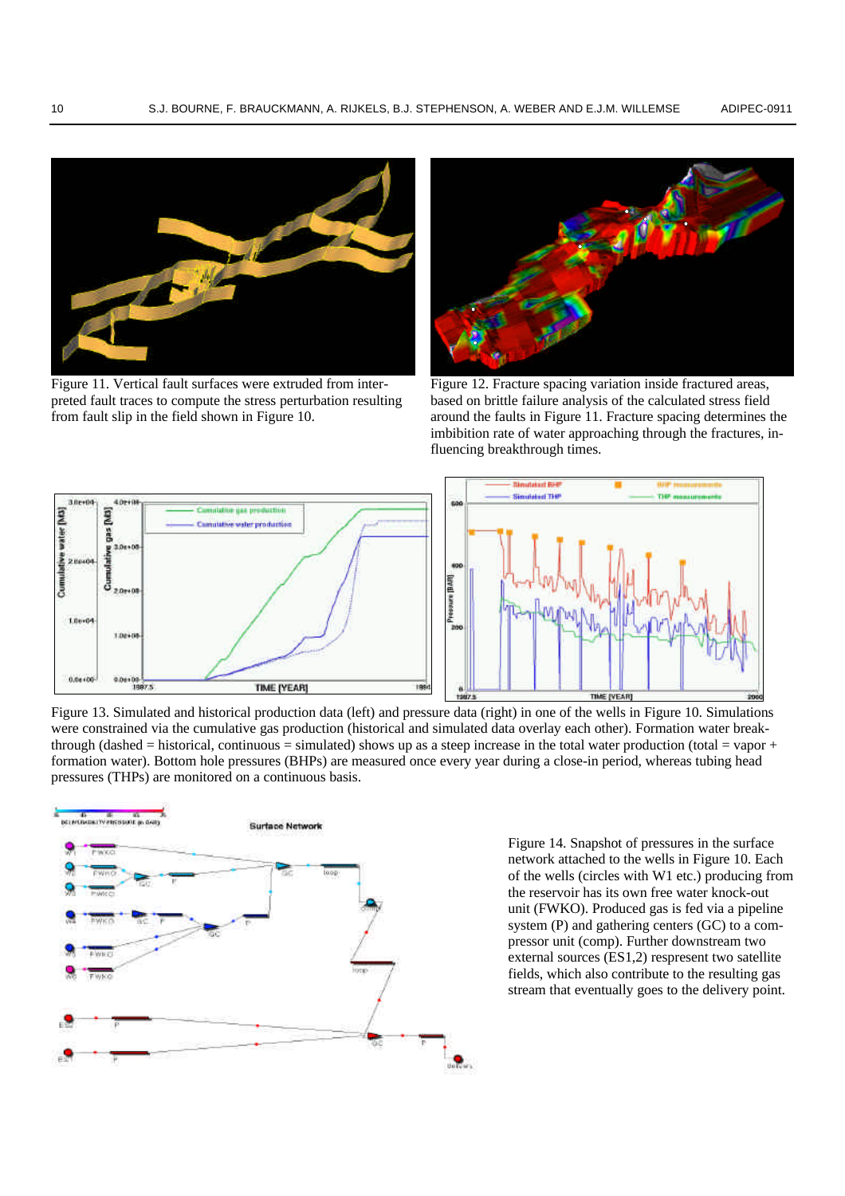Figure 11. Vertical fault surfaces were extruded from interpreted fault traces to compute the stress perturbation resulting from fault slip in the field shown in Figure 10.

Figure 12. Fracture spacing variation inside fractured areas, based on brittle failure analysis of the calculated stress field around the faults in Figure 11. Fracture spacing determines the imbibition rate of water approaching through the fractures, influencing breakthrough times.

Cumulative water [M3]
Cumulative gas [M3]
Cumulative gas production
Cumulative water production
TIME [YEAR]

Simulated BHP
Simulated THP
BHP measurements
THP measurements
Pressure [BAR]
TIME [YEAR]

Figure 13. Simulated and historical production data (left) and pressure data (right) in one of the wells in Figure 10. Simulations were constrained via the cumulative gas production (historical and simulated data overlay each other). Formation water breakthrough (dashed = historical, continuous = simulated) shows up as a steep increase in the total water production (total = vapor + formation water). Bottom hole pressures (BHPs) are measured once every year during a close-in period, whereas tubing head pressures (THPs) are monitored on a continuous basis.

Surface Network

Figure 14. Snapshot of pressures in the surface network attached to the wells in Figure 10. Each of the wells (circles with W1 etc.) producing from the reservoir has its own free water knock-out unit (FWKO). Produced gas is fed via a pipeline system (P) and gathering centers (GC) to a compressor unit (comp). Further downstream two external sources (ES1,2) respresent two satellite fields, which also contribute to the resulting gas stream that eventually goes to the delivery point.